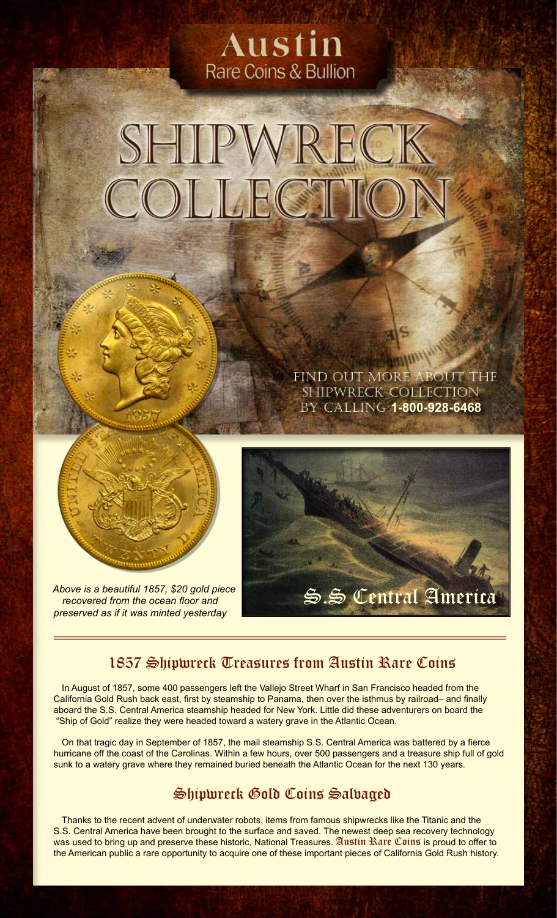Austin
Rare Coins & Bullion

# SHIPWRECK COLLECTION

FIND OUT MORE ABOUT THE SHIPWRECK COLLECTION BY CALLING **1-800-928-6468**

*Above is a beautiful 1857, $20 gold piece recovered from the ocean floor and preserved as if it was minted yesterday*

S.S Central America

## 1857 Shipwreck Treasures from Austin Rare Coins

In August of 1857, some 400 passengers left the Vallejo Street Wharf in San Francisco headed from the California Gold Rush back east, first by steamship to Panama, then over the isthmus by railroad– and finally aboard the S.S. Central America steamship headed for New York. Little did these adventurers on board the "Ship of Gold" realize they were headed toward a watery grave in the Atlantic Ocean.

On that tragic day in September of 1857, the mail steamship S.S. Central America was battered by a fierce hurricane off the coast of the Carolinas. Within a few hours, over 500 passengers and a treasure ship full of gold sunk to a watery grave where they remained buried beneath the Atlantic Ocean for the next 130 years.

## Shipwreck Gold Coins Salvaged

Thanks to the recent advent of underwater robots, items from famous shipwrecks like the Titanic and the S.S. Central America have been brought to the surface and saved. The newest deep sea recovery technology was used to bring up and preserve these historic, National Treasures. Austin Rare Coins is proud to offer to the American public a rare opportunity to acquire one of these important pieces of California Gold Rush history.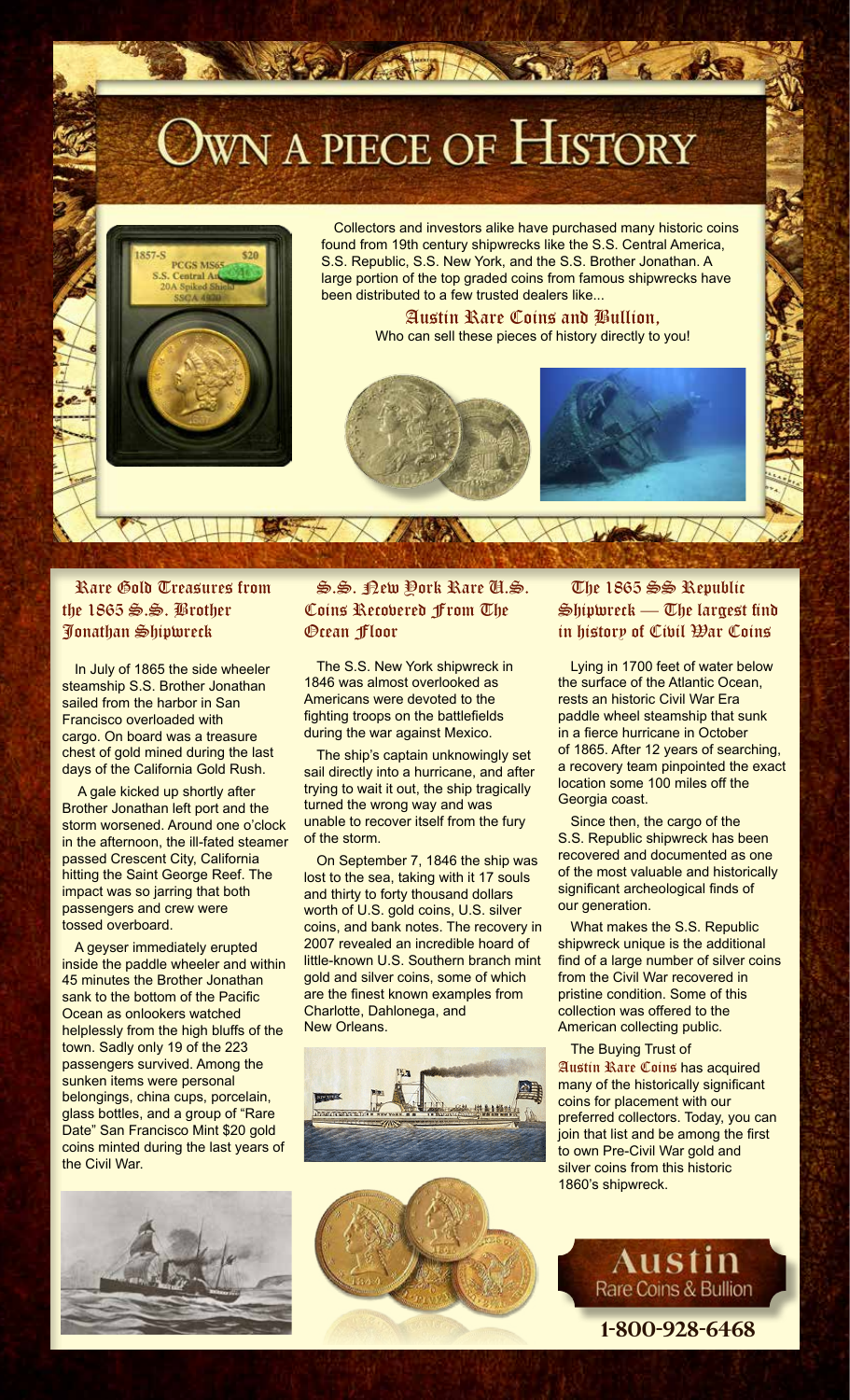# Own a Piece of History

Collectors and investors alike have purchased many historic coins found from 19th century shipwrecks like the S.S. Central America, S.S. Republic, S.S. New York, and the S.S. Brother Jonathan. A large portion of the top graded coins from famous shipwrecks have been distributed to a few trusted dealers like...

**Austin Rare Coins and Bullion,**
Who can sell these pieces of history directly to you!

## Rare Gold Treasures from the 1865 S.S. Brother Jonathan Shipwreck

In July of 1865 the side wheeler steamship S.S. Brother Jonathan sailed from the harbor in San Francisco overloaded with cargo. On board was a treasure chest of gold mined during the last days of the California Gold Rush.

A gale kicked up shortly after Brother Jonathan left port and the storm worsened. Around one o'clock in the afternoon, the ill-fated steamer passed Crescent City, California hitting the Saint George Reef. The impact was so jarring that both passengers and crew were tossed overboard.

A geyser immediately erupted inside the paddle wheeler and within 45 minutes the Brother Jonathan sank to the bottom of the Pacific Ocean as onlookers watched helplessly from the high bluffs of the town. Sadly only 19 of the 223 passengers survived. Among the sunken items were personal belongings, china cups, porcelain, glass bottles, and a group of "Rare Date" San Francisco Mint $20 gold coins minted during the last years of the Civil War.

## S.S. New York Rare U.S. Coins Recovered From The Ocean Floor

The S.S. New York shipwreck in 1846 was almost overlooked as Americans were devoted to the fighting troops on the battlefields during the war against Mexico.

The ship's captain unknowingly set sail directly into a hurricane, and after trying to wait it out, the ship tragically turned the wrong way and was unable to recover itself from the fury of the storm.

On September 7, 1846 the ship was lost to the sea, taking with it 17 souls and thirty to forty thousand dollars worth of U.S. gold coins, U.S. silver coins, and bank notes. The recovery in 2007 revealed an incredible hoard of little-known U.S. Southern branch mint gold and silver coins, some of which are the finest known examples from Charlotte, Dahlonega, and New Orleans.

## The 1865 SS Republic Shipwreck — The largest find in history of Civil War Coins

Lying in 1700 feet of water below the surface of the Atlantic Ocean, rests an historic Civil War Era paddle wheel steamship that sunk in a fierce hurricane in October of 1865. After 12 years of searching, a recovery team pinpointed the exact location some 100 miles off the Georgia coast.

Since then, the cargo of the S.S. Republic shipwreck has been recovered and documented as one of the most valuable and historically significant archeological finds of our generation.

What makes the S.S. Republic shipwreck unique is the additional find of a large number of silver coins from the Civil War recovered in pristine condition. Some of this collection was offered to the American collecting public.

The Buying Trust of Austin Rare Coins has acquired many of the historically significant coins for placement with our preferred collectors. Today, you can join that list and be among the first to own Pre-Civil War gold and silver coins from this historic 1860's shipwreck.

**Austin Rare Coins & Bullion**

**1-800-928-6468**